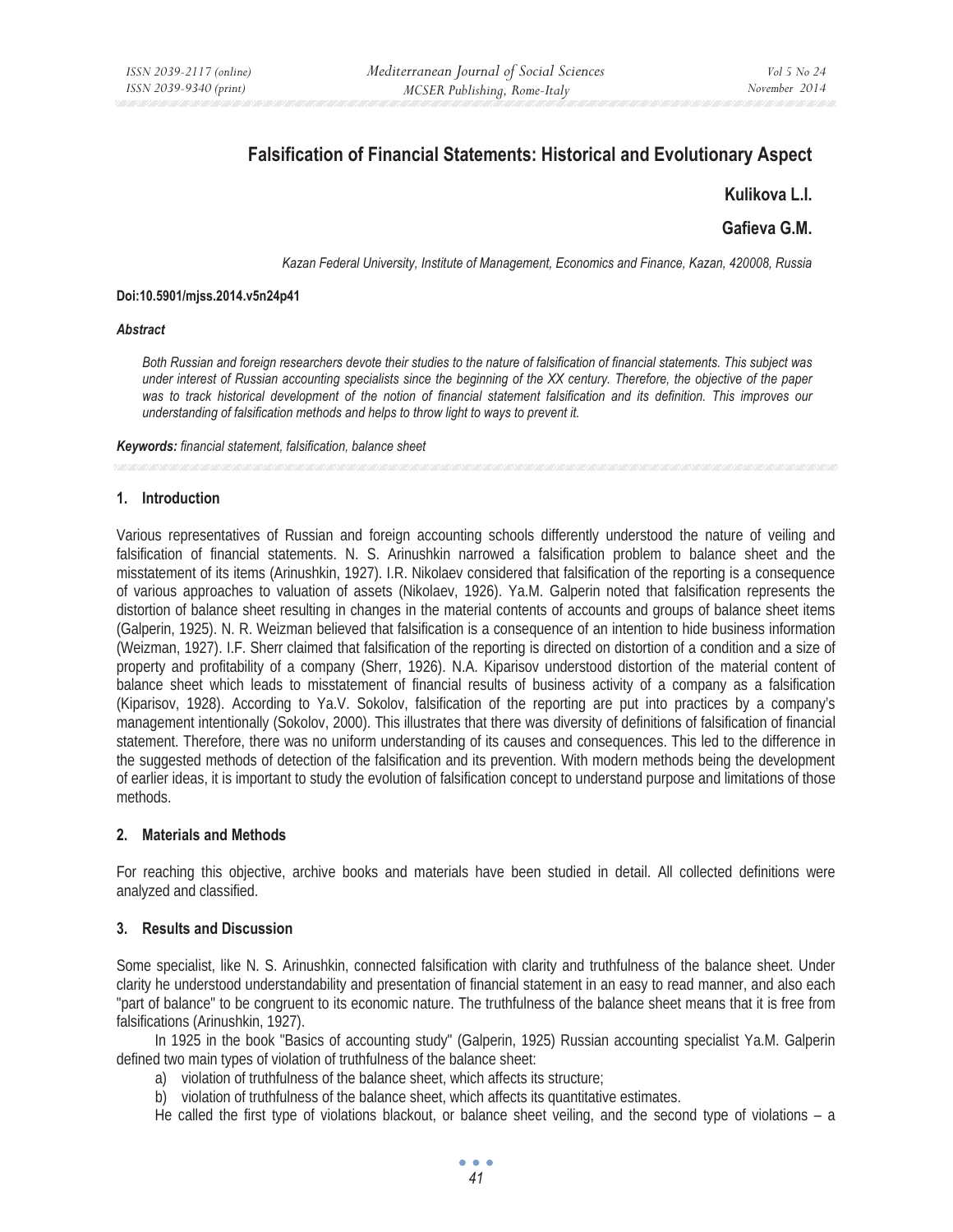# Falsification of Financial Statements: Historical and Evolutionary Aspect

**Kulikova L.I.**

**Gafieva G.M.**

*Kazan Federal University, Institute of Management, Economics and Finance, Kazan, 420008, Russia*

**Doi:10.5901/mjss.2014.v5n24p41**

***Abstract***

*Both Russian and foreign researchers devote their studies to the nature of falsification of financial statements. This subject was under interest of Russian accounting specialists since the beginning of the XX century. Therefore, the objective of the paper was to track historical development of the notion of financial statement falsification and its definition. This improves our understanding of falsification methods and helps to throw light to ways to prevent it.*

***Keywords:*** *financial statement, falsification, balance sheet*

## 1. Introduction

Various representatives of Russian and foreign accounting schools differently understood the nature of veiling and falsification of financial statements. N. S. Arinushkin narrowed a falsification problem to balance sheet and the misstatement of its items (Arinushkin, 1927). I.R. Nikolaev considered that falsification of the reporting is a consequence of various approaches to valuation of assets (Nikolaev, 1926). Ya.M. Galperin noted that falsification represents the distortion of balance sheet resulting in changes in the material contents of accounts and groups of balance sheet items (Galperin, 1925). N. R. Weizman believed that falsification is a consequence of an intention to hide business information (Weizman, 1927). I.F. Sherr claimed that falsification of the reporting is directed on distortion of a condition and a size of property and profitability of a company (Sherr, 1926). N.A. Kiparisov understood distortion of the material content of balance sheet which leads to misstatement of financial results of business activity of a company as a falsification (Kiparisov, 1928). According to Ya.V. Sokolov, falsification of the reporting are put into practices by a company's management intentionally (Sokolov, 2000). This illustrates that there was diversity of definitions of falsification of financial statement. Therefore, there was no uniform understanding of its causes and consequences. This led to the difference in the suggested methods of detection of the falsification and its prevention. With modern methods being the development of earlier ideas, it is important to study the evolution of falsification concept to understand purpose and limitations of those methods.

## 2. Materials and Methods

For reaching this objective, archive books and materials have been studied in detail. All collected definitions were analyzed and classified.

## 3. Results and Discussion

Some specialist, like N. S. Arinushkin, connected falsification with clarity and truthfulness of the balance sheet. Under clarity he understood understandability and presentation of financial statement in an easy to read manner, and also each "part of balance" to be congruent to its economic nature. The truthfulness of the balance sheet means that it is free from falsifications (Arinushkin, 1927).

In 1925 in the book "Basics of accounting study" (Galperin, 1925) Russian accounting specialist Ya.M. Galperin defined two main types of violation of truthfulness of the balance sheet:

a) violation of truthfulness of the balance sheet, which affects its structure;
b) violation of truthfulness of the balance sheet, which affects its quantitative estimates.

He called the first type of violations blackout, or balance sheet veiling, and the second type of violations – a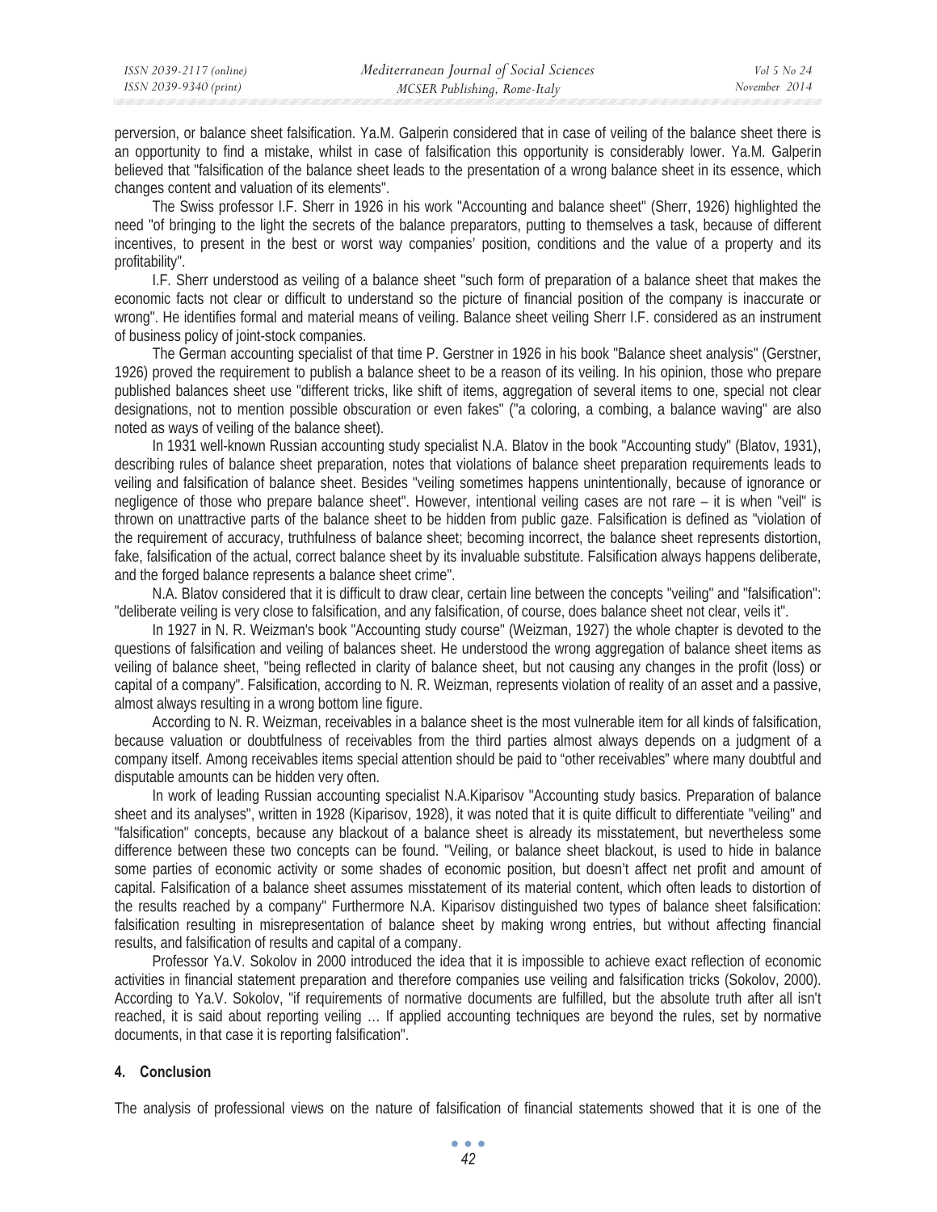perversion, or balance sheet falsification. Ya.M. Galperin considered that in case of veiling of the balance sheet there is an opportunity to find a mistake, whilst in case of falsification this opportunity is considerably lower. Ya.M. Galperin believed that "falsification of the balance sheet leads to the presentation of a wrong balance sheet in its essence, which changes content and valuation of its elements".

The Swiss professor I.F. Sherr in 1926 in his work "Accounting and balance sheet" (Sherr, 1926) highlighted the need "of bringing to the light the secrets of the balance preparators, putting to themselves a task, because of different incentives, to present in the best or worst way companies' position, conditions and the value of a property and its profitability".

I.F. Sherr understood as veiling of a balance sheet "such form of preparation of a balance sheet that makes the economic facts not clear or difficult to understand so the picture of financial position of the company is inaccurate or wrong". He identifies formal and material means of veiling. Balance sheet veiling Sherr I.F. considered as an instrument of business policy of joint-stock companies.

The German accounting specialist of that time P. Gerstner in 1926 in his book "Balance sheet analysis" (Gerstner, 1926) proved the requirement to publish a balance sheet to be a reason of its veiling. In his opinion, those who prepare published balances sheet use "different tricks, like shift of items, aggregation of several items to one, special not clear designations, not to mention possible obscuration or even fakes" ("a coloring, a combing, a balance waving" are also noted as ways of veiling of the balance sheet).

In 1931 well-known Russian accounting study specialist N.A. Blatov in the book "Accounting study" (Blatov, 1931), describing rules of balance sheet preparation, notes that violations of balance sheet preparation requirements leads to veiling and falsification of balance sheet. Besides "veiling sometimes happens unintentionally, because of ignorance or negligence of those who prepare balance sheet". However, intentional veiling cases are not rare – it is when "veil" is thrown on unattractive parts of the balance sheet to be hidden from public gaze. Falsification is defined as "violation of the requirement of accuracy, truthfulness of balance sheet; becoming incorrect, the balance sheet represents distortion, fake, falsification of the actual, correct balance sheet by its invaluable substitute. Falsification always happens deliberate, and the forged balance represents a balance sheet crime".

N.A. Blatov considered that it is difficult to draw clear, certain line between the concepts "veiling" and "falsification": "deliberate veiling is very close to falsification, and any falsification, of course, does balance sheet not clear, veils it".

In 1927 in N. R. Weizman's book "Accounting study course" (Weizman, 1927) the whole chapter is devoted to the questions of falsification and veiling of balances sheet. He understood the wrong aggregation of balance sheet items as veiling of balance sheet, "being reflected in clarity of balance sheet, but not causing any changes in the profit (loss) or capital of a company". Falsification, according to N. R. Weizman, represents violation of reality of an asset and a passive, almost always resulting in a wrong bottom line figure.

According to N. R. Weizman, receivables in a balance sheet is the most vulnerable item for all kinds of falsification, because valuation or doubtfulness of receivables from the third parties almost always depends on a judgment of a company itself. Among receivables items special attention should be paid to "other receivables" where many doubtful and disputable amounts can be hidden very often.

In work of leading Russian accounting specialist N.A.Kiparisov "Accounting study basics. Preparation of balance sheet and its analyses", written in 1928 (Kiparisov, 1928), it was noted that it is quite difficult to differentiate "veiling" and "falsification" concepts, because any blackout of a balance sheet is already its misstatement, but nevertheless some difference between these two concepts can be found. "Veiling, or balance sheet blackout, is used to hide in balance some parties of economic activity or some shades of economic position, but doesn't affect net profit and amount of capital. Falsification of a balance sheet assumes misstatement of its material content, which often leads to distortion of the results reached by a company" Furthermore N.A. Kiparisov distinguished two types of balance sheet falsification: falsification resulting in misrepresentation of balance sheet by making wrong entries, but without affecting financial results, and falsification of results and capital of a company.

Professor Ya.V. Sokolov in 2000 introduced the idea that it is impossible to achieve exact reflection of economic activities in financial statement preparation and therefore companies use veiling and falsification tricks (Sokolov, 2000). According to Ya.V. Sokolov, "if requirements of normative documents are fulfilled, but the absolute truth after all isn't reached, it is said about reporting veiling … If applied accounting techniques are beyond the rules, set by normative documents, in that case it is reporting falsification".

## 4. Conclusion

The analysis of professional views on the nature of falsification of financial statements showed that it is one of the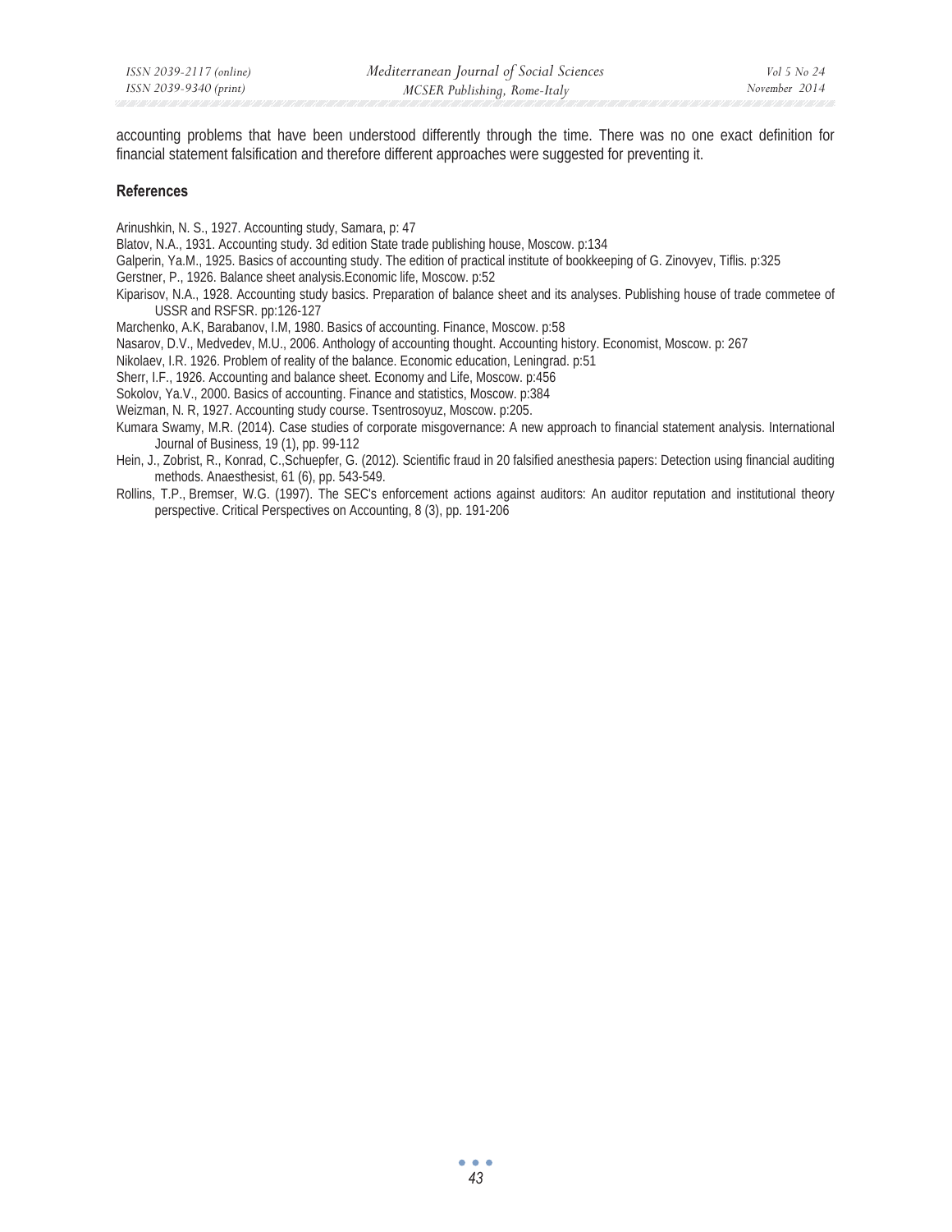accounting problems that have been understood differently through the time. There was no one exact definition for financial statement falsification and therefore different approaches were suggested for preventing it.

## References

Arinushkin, N. S., 1927. Accounting study, Samara, p: 47

Blatov, N.A., 1931. Accounting study. 3d edition State trade publishing house, Moscow. p:134

Galperin, Ya.M., 1925. Basics of accounting study. The edition of practical institute of bookkeeping of G. Zinovyev, Tiflis. p:325

Gerstner, P., 1926. Balance sheet analysis.Economic life, Moscow. p:52

Kiparisov, N.A., 1928. Accounting study basics. Preparation of balance sheet and its analyses. Publishing house of trade commetee of USSR and RSFSR. pp:126-127

Marchenko, A.K, Barabanov, I.M, 1980. Basics of accounting. Finance, Moscow. p:58

Nasarov, D.V., Medvedev, M.U., 2006. Anthology of accounting thought. Accounting history. Economist, Moscow. p: 267

Nikolaev, I.R. 1926. Problem of reality of the balance. Economic education, Leningrad. p:51

Sherr, I.F., 1926. Accounting and balance sheet. Economy and Life, Moscow. p:456

Sokolov, Ya.V., 2000. Basics of accounting. Finance and statistics, Moscow. p:384

Weizman, N. R, 1927. Accounting study course. Tsentrosoyuz, Moscow. p:205.

Kumara Swamy, M.R. (2014). Case studies of corporate misgovernance: A new approach to financial statement analysis. International Journal of Business, 19 (1), pp. 99-112

Hein, J., Zobrist, R., Konrad, C.,Schuepfer, G. (2012). Scientific fraud in 20 falsified anesthesia papers: Detection using financial auditing methods. Anaesthesist, 61 (6), pp. 543-549.

Rollins, T.P., Bremser, W.G. (1997). The SEC's enforcement actions against auditors: An auditor reputation and institutional theory perspective. Critical Perspectives on Accounting, 8 (3), pp. 191-206